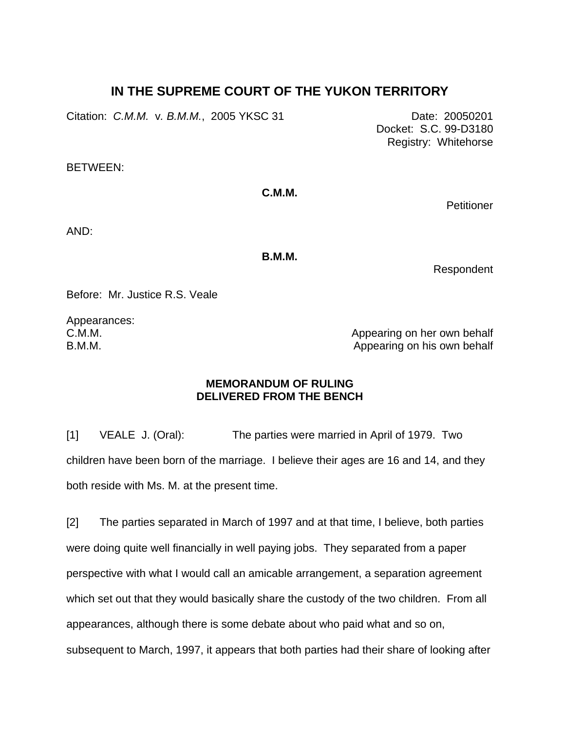# IN THE SUPREME COURT OF THE YUKON TERRITORY

Citation: *C.M.M.* v. *B.M.M.*, 2005 YKSC 31

Date: 20050201
Docket: S.C. 99-D3180
Registry: Whitehorse

BETWEEN:

**C.M.M.**

Petitioner

AND:

**B.M.M.**

Respondent

Before: Mr. Justice R.S. Veale

Appearances:

C.M.M. — Appearing on her own behalf
B.M.M. — Appearing on his own behalf

**MEMORANDUM OF RULING**
**DELIVERED FROM THE BENCH**

[1] VEALE J. (Oral): The parties were married in April of 1979. Two children have been born of the marriage. I believe their ages are 16 and 14, and they both reside with Ms. M. at the present time.

[2] The parties separated in March of 1997 and at that time, I believe, both parties were doing quite well financially in well paying jobs. They separated from a paper perspective with what I would call an amicable arrangement, a separation agreement which set out that they would basically share the custody of the two children. From all appearances, although there is some debate about who paid what and so on, subsequent to March, 1997, it appears that both parties had their share of looking after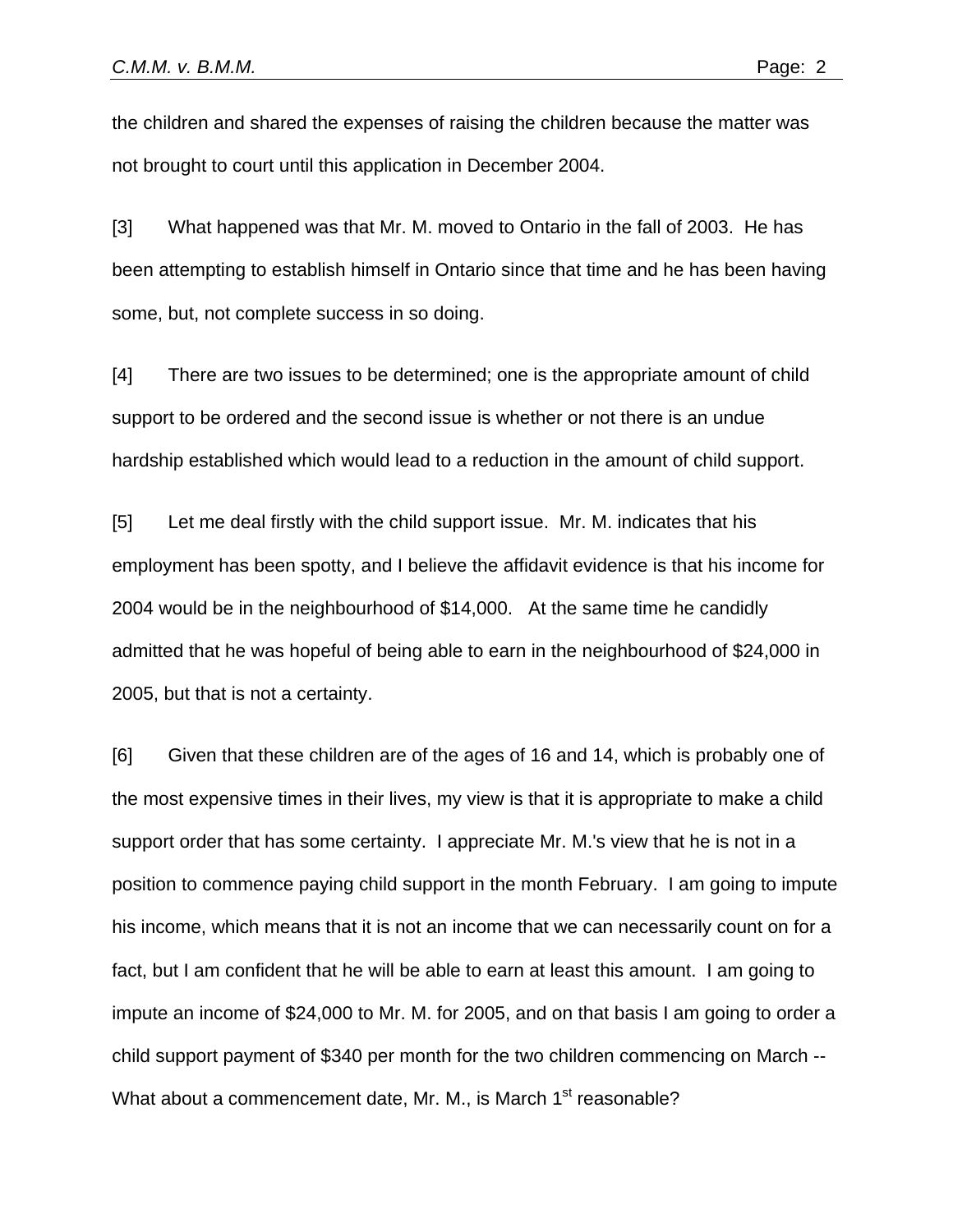the children and shared the expenses of raising the children because the matter was not brought to court until this application in December 2004.

[3] What happened was that Mr. M. moved to Ontario in the fall of 2003. He has been attempting to establish himself in Ontario since that time and he has been having some, but, not complete success in so doing.

[4] There are two issues to be determined; one is the appropriate amount of child support to be ordered and the second issue is whether or not there is an undue hardship established which would lead to a reduction in the amount of child support.

[5] Let me deal firstly with the child support issue. Mr. M. indicates that his employment has been spotty, and I believe the affidavit evidence is that his income for 2004 would be in the neighbourhood of $14,000. At the same time he candidly admitted that he was hopeful of being able to earn in the neighbourhood of $24,000 in 2005, but that is not a certainty.

[6] Given that these children are of the ages of 16 and 14, which is probably one of the most expensive times in their lives, my view is that it is appropriate to make a child support order that has some certainty. I appreciate Mr. M.'s view that he is not in a position to commence paying child support in the month February. I am going to impute his income, which means that it is not an income that we can necessarily count on for a fact, but I am confident that he will be able to earn at least this amount. I am going to impute an income of $24,000 to Mr. M. for 2005, and on that basis I am going to order a child support payment of $340 per month for the two children commencing on March -- What about a commencement date, Mr. M., is March 1st reasonable?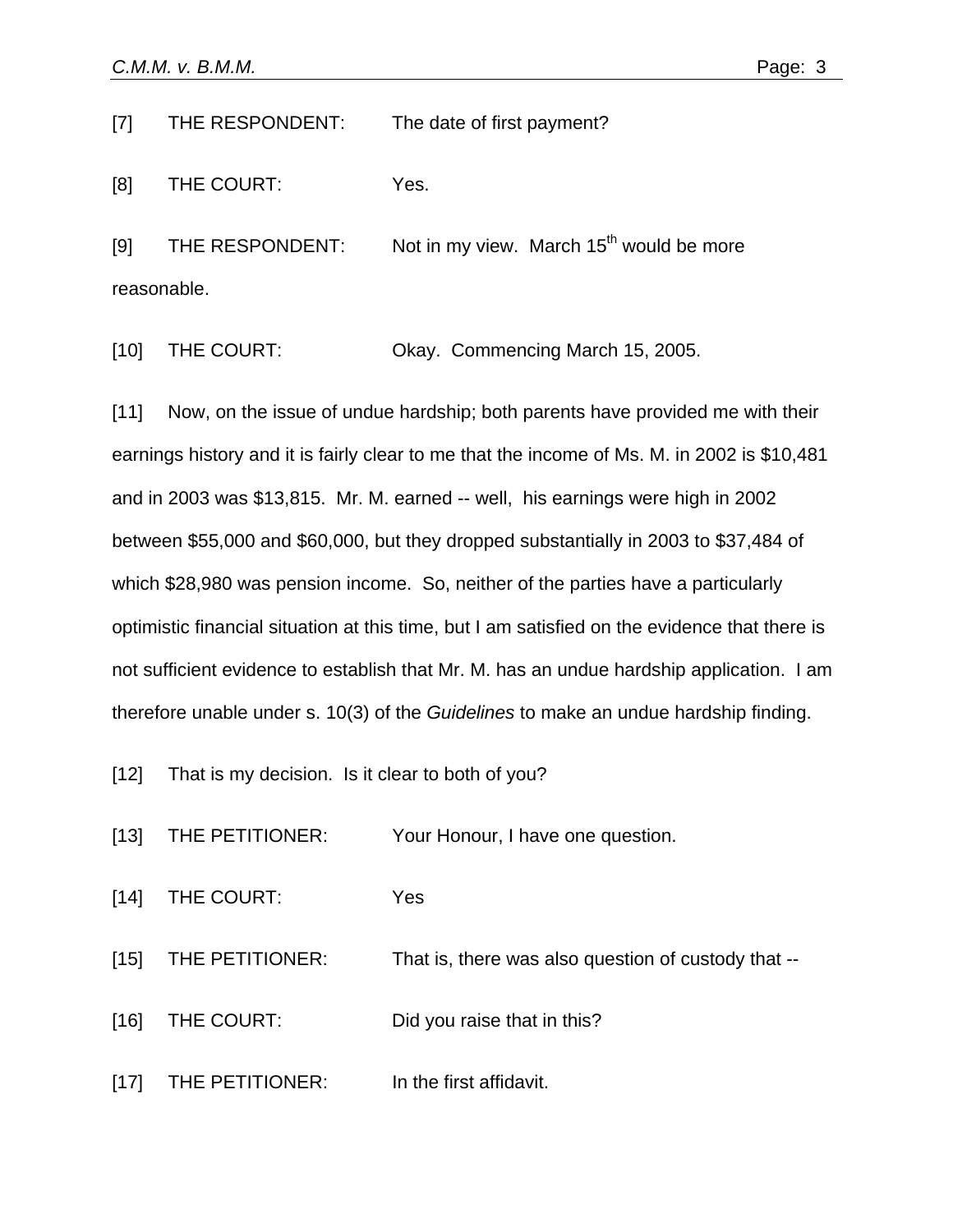[7] THE RESPONDENT: The date of first payment?

[8] THE COURT: Yes.

[9] THE RESPONDENT: Not in my view. March 15th would be more reasonable.

[10] THE COURT: Okay. Commencing March 15, 2005.

[11] Now, on the issue of undue hardship; both parents have provided me with their earnings history and it is fairly clear to me that the income of Ms. M. in 2002 is $10,481 and in 2003 was $13,815. Mr. M. earned -- well, his earnings were high in 2002 between $55,000 and $60,000, but they dropped substantially in 2003 to $37,484 of which $28,980 was pension income. So, neither of the parties have a particularly optimistic financial situation at this time, but I am satisfied on the evidence that there is not sufficient evidence to establish that Mr. M. has an undue hardship application. I am therefore unable under s. 10(3) of the *Guidelines* to make an undue hardship finding.

[12] That is my decision. Is it clear to both of you?

[13] THE PETITIONER: Your Honour, I have one question.

[14] THE COURT: Yes

[15] THE PETITIONER: That is, there was also question of custody that --

[16] THE COURT: Did you raise that in this?

[17] THE PETITIONER: In the first affidavit.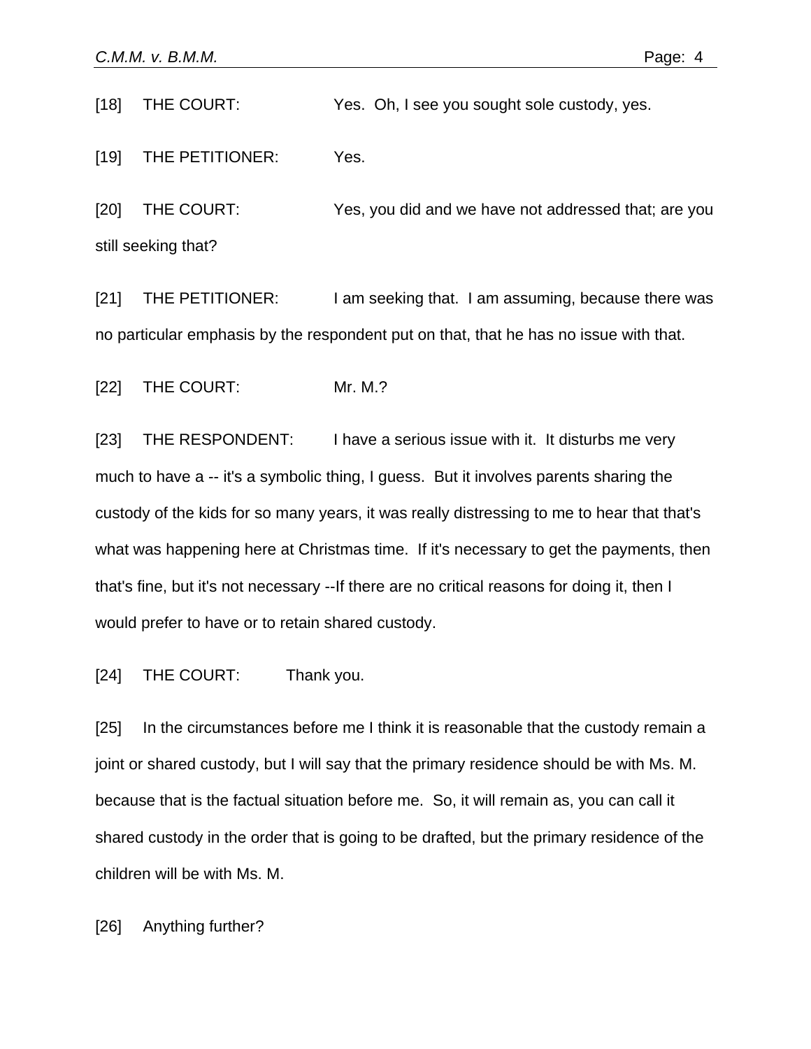[18] THE COURT: Yes. Oh, I see you sought sole custody, yes.

[19] THE PETITIONER: Yes.

[20] THE COURT: Yes, you did and we have not addressed that; are you still seeking that?

[21] THE PETITIONER: I am seeking that. I am assuming, because there was no particular emphasis by the respondent put on that, that he has no issue with that.

[22] THE COURT: Mr. M.?

[23] THE RESPONDENT: I have a serious issue with it. It disturbs me very much to have a -- it's a symbolic thing, I guess. But it involves parents sharing the custody of the kids for so many years, it was really distressing to me to hear that that's what was happening here at Christmas time. If it's necessary to get the payments, then that's fine, but it's not necessary --If there are no critical reasons for doing it, then I would prefer to have or to retain shared custody.

[24] THE COURT: Thank you.

[25] In the circumstances before me I think it is reasonable that the custody remain a joint or shared custody, but I will say that the primary residence should be with Ms. M. because that is the factual situation before me. So, it will remain as, you can call it shared custody in the order that is going to be drafted, but the primary residence of the children will be with Ms. M.

[26] Anything further?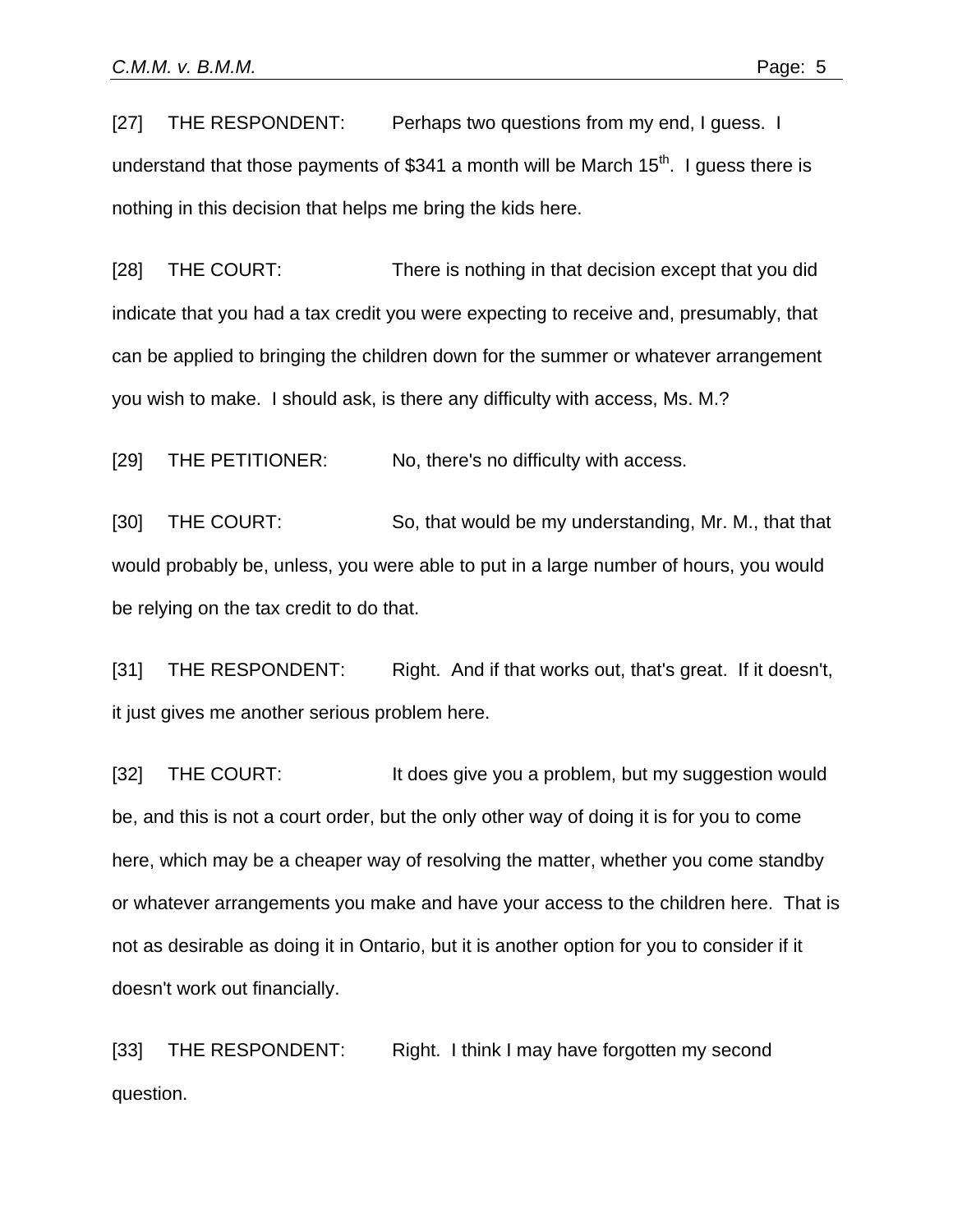[27] THE RESPONDENT: Perhaps two questions from my end, I guess. I understand that those payments of $341 a month will be March 15th. I guess there is nothing in this decision that helps me bring the kids here.

[28] THE COURT: There is nothing in that decision except that you did indicate that you had a tax credit you were expecting to receive and, presumably, that can be applied to bringing the children down for the summer or whatever arrangement you wish to make. I should ask, is there any difficulty with access, Ms. M.?

[29] THE PETITIONER: No, there's no difficulty with access.

[30] THE COURT: So, that would be my understanding, Mr. M., that that would probably be, unless, you were able to put in a large number of hours, you would be relying on the tax credit to do that.

[31] THE RESPONDENT: Right. And if that works out, that's great. If it doesn't, it just gives me another serious problem here.

[32] THE COURT: It does give you a problem, but my suggestion would be, and this is not a court order, but the only other way of doing it is for you to come here, which may be a cheaper way of resolving the matter, whether you come standby or whatever arrangements you make and have your access to the children here. That is not as desirable as doing it in Ontario, but it is another option for you to consider if it doesn't work out financially.

[33] THE RESPONDENT: Right. I think I may have forgotten my second question.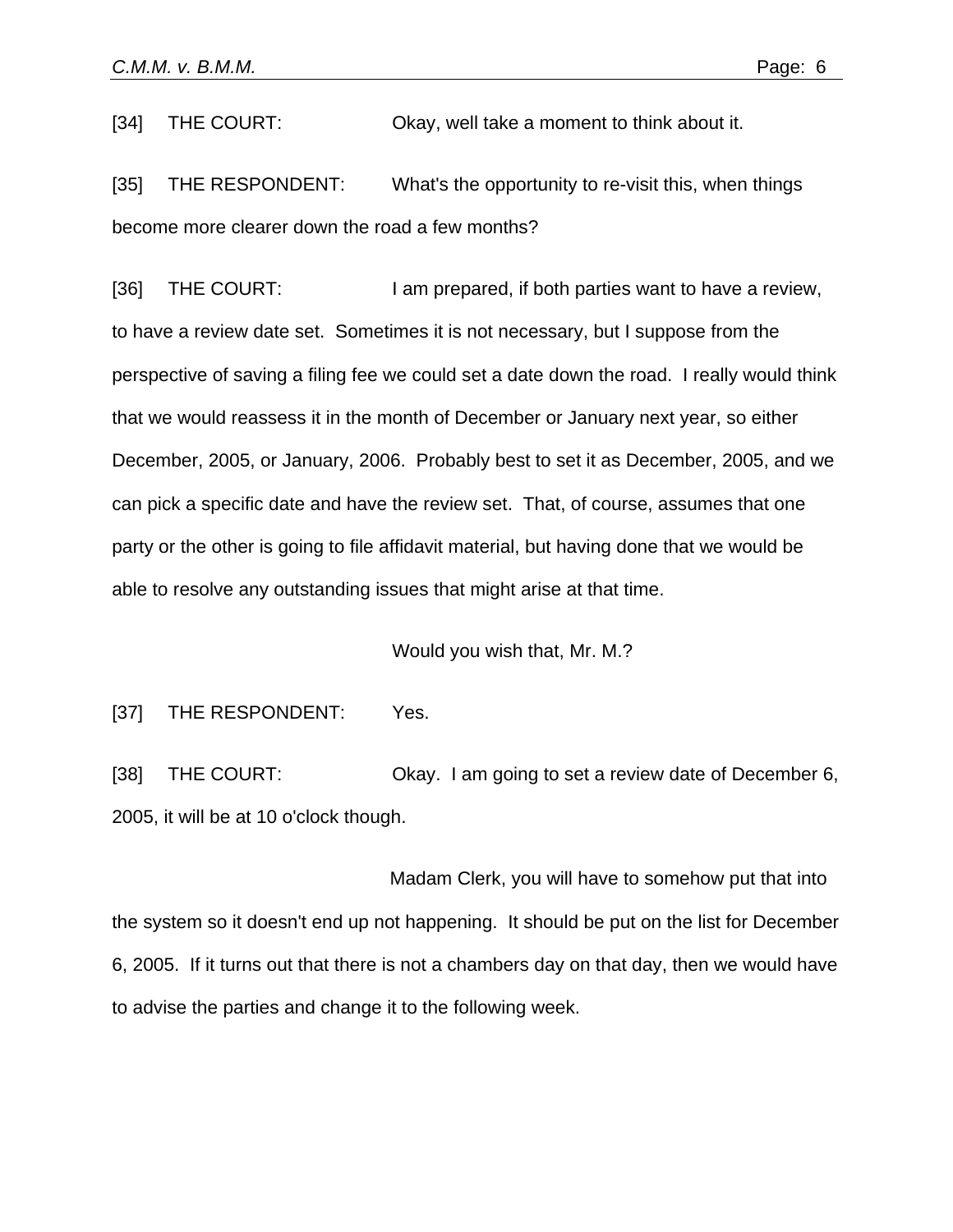[34] THE COURT: Okay, well take a moment to think about it.

[35] THE RESPONDENT: What's the opportunity to re-visit this, when things become more clearer down the road a few months?

[36] THE COURT: I am prepared, if both parties want to have a review, to have a review date set. Sometimes it is not necessary, but I suppose from the perspective of saving a filing fee we could set a date down the road. I really would think that we would reassess it in the month of December or January next year, so either December, 2005, or January, 2006. Probably best to set it as December, 2005, and we can pick a specific date and have the review set. That, of course, assumes that one party or the other is going to file affidavit material, but having done that we would be able to resolve any outstanding issues that might arise at that time.

Would you wish that, Mr. M.?

[37] THE RESPONDENT: Yes.

[38] THE COURT: Okay. I am going to set a review date of December 6, 2005, it will be at 10 o'clock though.

Madam Clerk, you will have to somehow put that into the system so it doesn't end up not happening. It should be put on the list for December 6, 2005. If it turns out that there is not a chambers day on that day, then we would have to advise the parties and change it to the following week.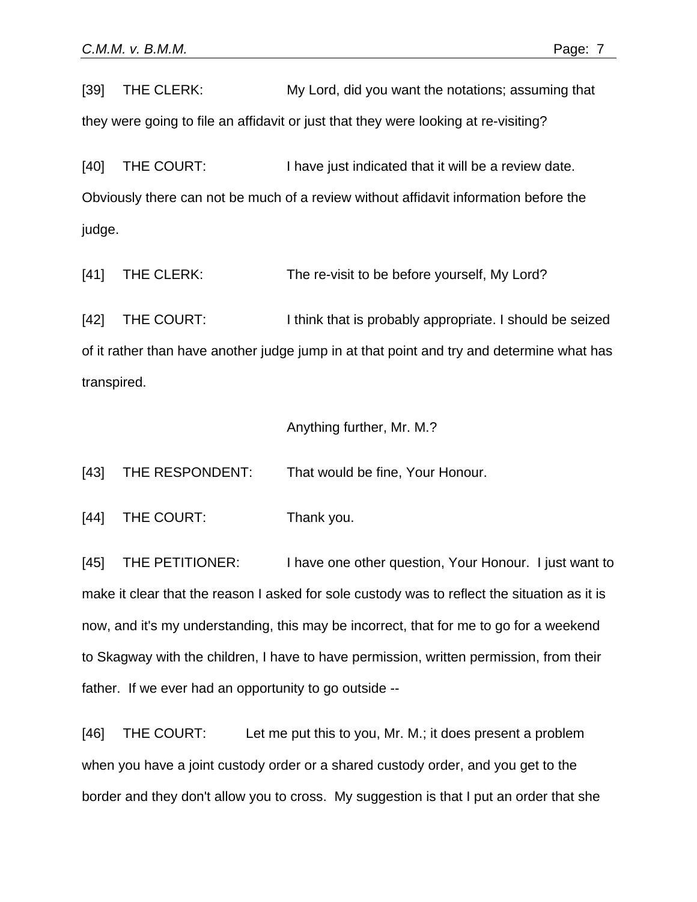[39] THE CLERK: My Lord, did you want the notations; assuming that they were going to file an affidavit or just that they were looking at re-visiting?

[40] THE COURT: I have just indicated that it will be a review date. Obviously there can not be much of a review without affidavit information before the judge.

[41] THE CLERK: The re-visit to be before yourself, My Lord?

[42] THE COURT: I think that is probably appropriate. I should be seized of it rather than have another judge jump in at that point and try and determine what has transpired.

Anything further, Mr. M.?

[43] THE RESPONDENT: That would be fine, Your Honour.

[44] THE COURT: Thank you.

[45] THE PETITIONER: I have one other question, Your Honour. I just want to make it clear that the reason I asked for sole custody was to reflect the situation as it is now, and it's my understanding, this may be incorrect, that for me to go for a weekend to Skagway with the children, I have to have permission, written permission, from their father. If we ever had an opportunity to go outside --

[46] THE COURT: Let me put this to you, Mr. M.; it does present a problem when you have a joint custody order or a shared custody order, and you get to the border and they don't allow you to cross. My suggestion is that I put an order that she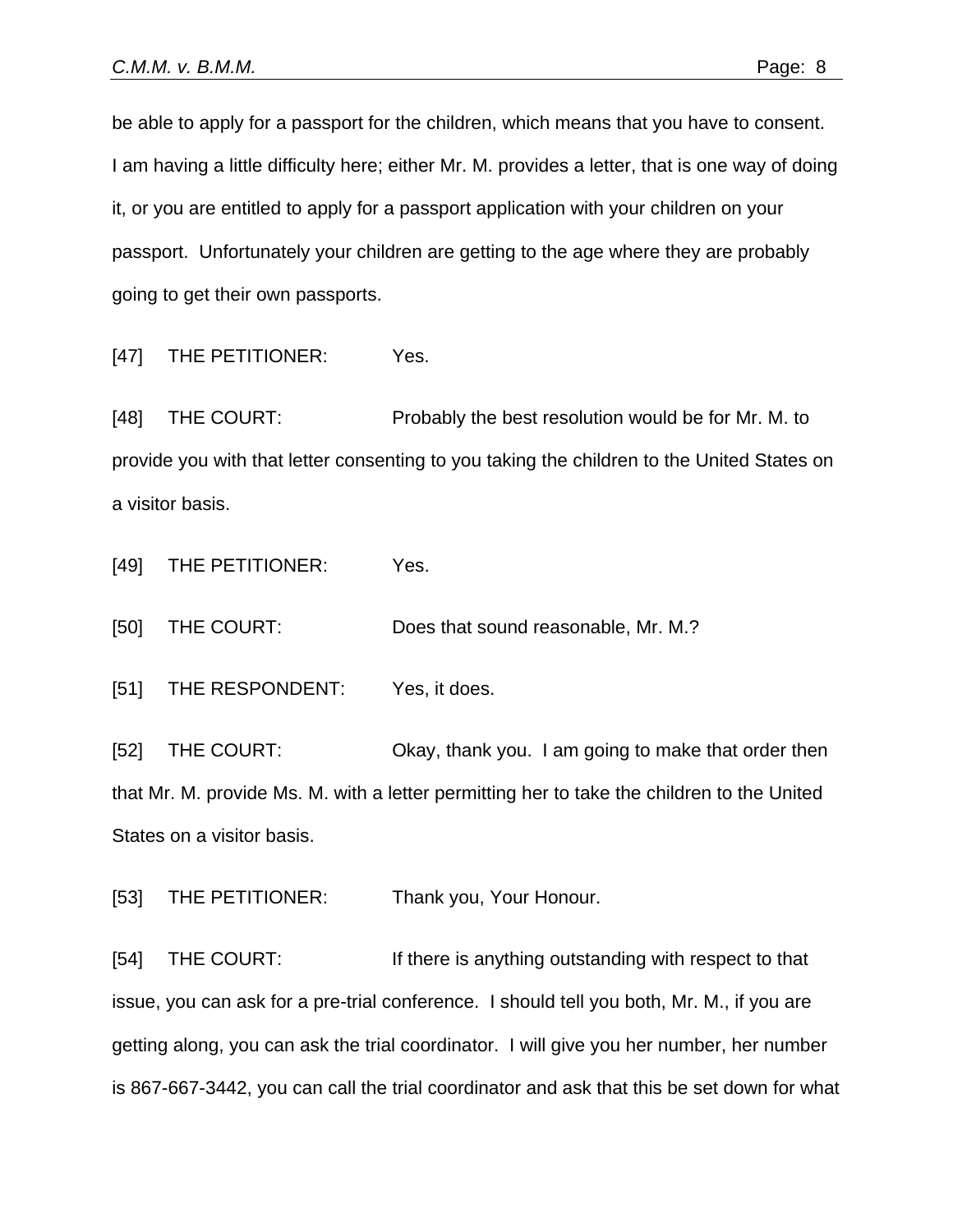be able to apply for a passport for the children, which means that you have to consent. I am having a little difficulty here; either Mr. M. provides a letter, that is one way of doing it, or you are entitled to apply for a passport application with your children on your passport. Unfortunately your children are getting to the age where they are probably going to get their own passports.

[47] THE PETITIONER: Yes.

[48] THE COURT: Probably the best resolution would be for Mr. M. to provide you with that letter consenting to you taking the children to the United States on a visitor basis.

[49] THE PETITIONER: Yes.

[50] THE COURT: Does that sound reasonable, Mr. M.?

[51] THE RESPONDENT: Yes, it does.

[52] THE COURT: Okay, thank you. I am going to make that order then that Mr. M. provide Ms. M. with a letter permitting her to take the children to the United States on a visitor basis.

[53] THE PETITIONER: Thank you, Your Honour.

[54] THE COURT: If there is anything outstanding with respect to that issue, you can ask for a pre-trial conference. I should tell you both, Mr. M., if you are getting along, you can ask the trial coordinator. I will give you her number, her number is 867-667-3442, you can call the trial coordinator and ask that this be set down for what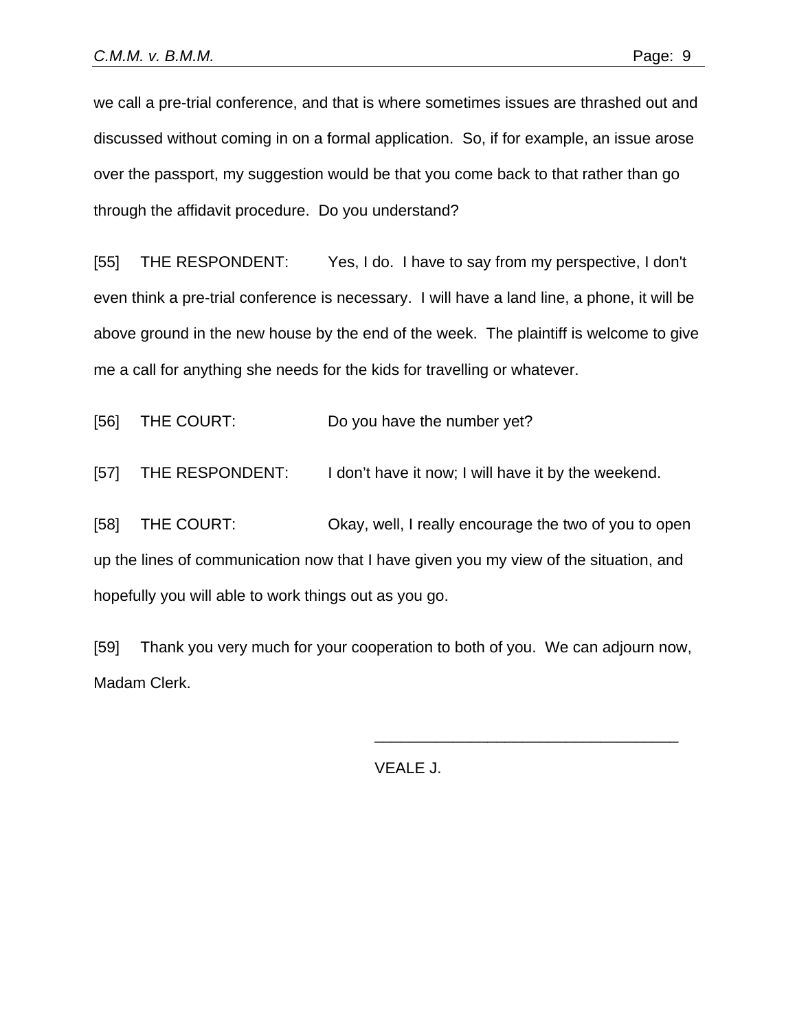we call a pre-trial conference, and that is where sometimes issues are thrashed out and discussed without coming in on a formal application. So, if for example, an issue arose over the passport, my suggestion would be that you come back to that rather than go through the affidavit procedure. Do you understand?

[55] THE RESPONDENT: Yes, I do. I have to say from my perspective, I don't even think a pre-trial conference is necessary. I will have a land line, a phone, it will be above ground in the new house by the end of the week. The plaintiff is welcome to give me a call for anything she needs for the kids for travelling or whatever.

[56] THE COURT: Do you have the number yet?

[57] THE RESPONDENT: I don't have it now; I will have it by the weekend.

[58] THE COURT: Okay, well, I really encourage the two of you to open up the lines of communication now that I have given you my view of the situation, and hopefully you will able to work things out as you go.

[59] Thank you very much for your cooperation to both of you. We can adjourn now, Madam Clerk.

\_\_\_\_\_\_\_\_\_\_\_\_\_\_\_\_\_\_\_\_\_\_\_\_\_\_\_\_\_\_\_\_\_\_\_\_

VEALE J.